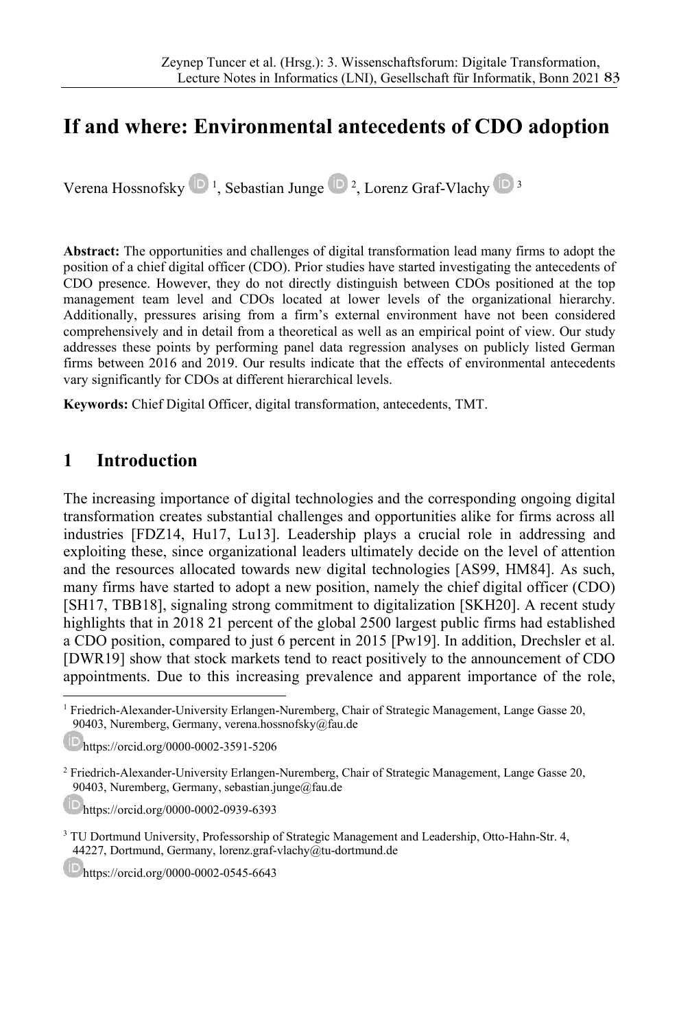# If and where: Environmental antecedents of CDO adoption

Verena Hossnofsky [1], Sebastian Junge [2], Lorenz Graf-Vlachy [3]

**Abstract:** The opportunities and challenges of digital transformation lead many firms to adopt the position of a chief digital officer (CDO). Prior studies have started investigating the antecedents of CDO presence. However, they do not directly distinguish between CDOs positioned at the top management team level and CDOs located at lower levels of the organizational hierarchy. Additionally, pressures arising from a firm's external environment have not been considered comprehensively and in detail from a theoretical as well as an empirical point of view. Our study addresses these points by performing panel data regression analyses on publicly listed German firms between 2016 and 2019. Our results indicate that the effects of environmental antecedents vary significantly for CDOs at different hierarchical levels.

**Keywords:** Chief Digital Officer, digital transformation, antecedents, TMT.

## 1 Introduction

The increasing importance of digital technologies and the corresponding ongoing digital transformation creates substantial challenges and opportunities alike for firms across all industries [FDZ14, Hu17, Lu13]. Leadership plays a crucial role in addressing and exploiting these, since organizational leaders ultimately decide on the level of attention and the resources allocated towards new digital technologies [AS99, HM84]. As such, many firms have started to adopt a new position, namely the chief digital officer (CDO) [SH17, TBB18], signaling strong commitment to digitalization [SKH20]. A recent study highlights that in 2018 21 percent of the global 2500 largest public firms had established a CDO position, compared to just 6 percent in 2015 [Pw19]. In addition, Drechsler et al. [DWR19] show that stock markets tend to react positively to the announcement of CDO appointments. Due to this increasing prevalence and apparent importance of the role,

---

[1] Friedrich-Alexander-University Erlangen-Nuremberg, Chair of Strategic Management, Lange Gasse 20, 90403, Nuremberg, Germany, verena.hossnofsky@fau.de

https://orcid.org/0000-0002-3591-5206

[2] Friedrich-Alexander-University Erlangen-Nuremberg, Chair of Strategic Management, Lange Gasse 20, 90403, Nuremberg, Germany, sebastian.junge@fau.de

https://orcid.org/0000-0002-0939-6393

[3] TU Dortmund University, Professorship of Strategic Management and Leadership, Otto-Hahn-Str. 4, 44227, Dortmund, Germany, lorenz.graf-vlachy@tu-dortmund.de

https://orcid.org/0000-0002-0545-6643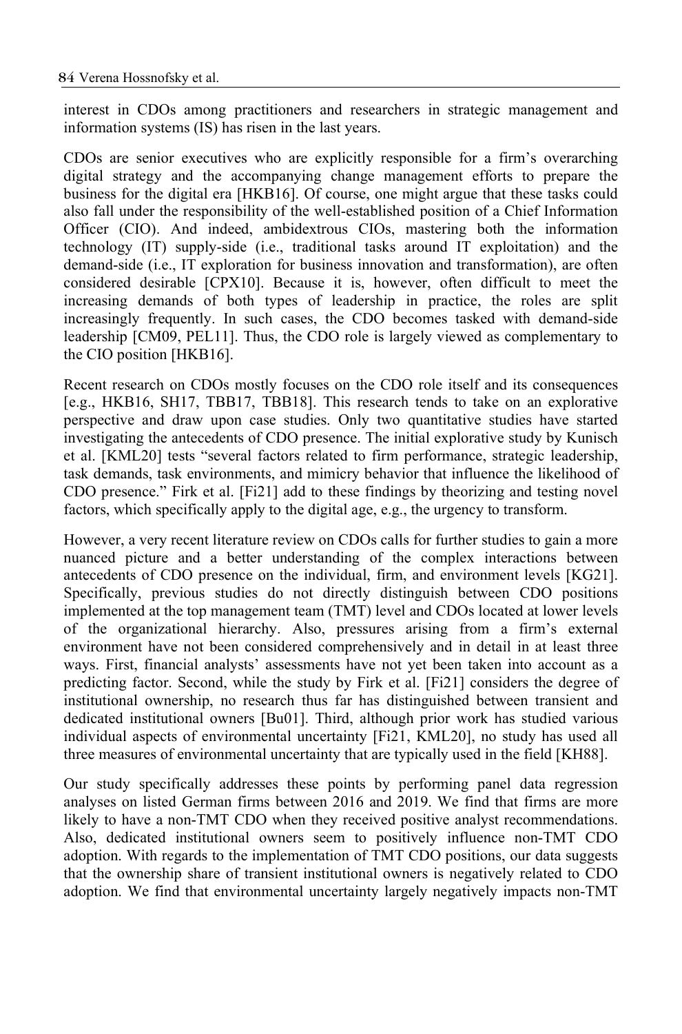interest in CDOs among practitioners and researchers in strategic management and information systems (IS) has risen in the last years.

CDOs are senior executives who are explicitly responsible for a firm's overarching digital strategy and the accompanying change management efforts to prepare the business for the digital era [HKB16]. Of course, one might argue that these tasks could also fall under the responsibility of the well-established position of a Chief Information Officer (CIO). And indeed, ambidextrous CIOs, mastering both the information technology (IT) supply-side (i.e., traditional tasks around IT exploitation) and the demand-side (i.e., IT exploration for business innovation and transformation), are often considered desirable [CPX10]. Because it is, however, often difficult to meet the increasing demands of both types of leadership in practice, the roles are split increasingly frequently. In such cases, the CDO becomes tasked with demand-side leadership [CM09, PEL11]. Thus, the CDO role is largely viewed as complementary to the CIO position [HKB16].

Recent research on CDOs mostly focuses on the CDO role itself and its consequences [e.g., HKB16, SH17, TBB17, TBB18]. This research tends to take on an explorative perspective and draw upon case studies. Only two quantitative studies have started investigating the antecedents of CDO presence. The initial explorative study by Kunisch et al. [KML20] tests "several factors related to firm performance, strategic leadership, task demands, task environments, and mimicry behavior that influence the likelihood of CDO presence." Firk et al. [Fi21] add to these findings by theorizing and testing novel factors, which specifically apply to the digital age, e.g., the urgency to transform.

However, a very recent literature review on CDOs calls for further studies to gain a more nuanced picture and a better understanding of the complex interactions between antecedents of CDO presence on the individual, firm, and environment levels [KG21]. Specifically, previous studies do not directly distinguish between CDO positions implemented at the top management team (TMT) level and CDOs located at lower levels of the organizational hierarchy. Also, pressures arising from a firm's external environment have not been considered comprehensively and in detail in at least three ways. First, financial analysts' assessments have not yet been taken into account as a predicting factor. Second, while the study by Firk et al. [Fi21] considers the degree of institutional ownership, no research thus far has distinguished between transient and dedicated institutional owners [Bu01]. Third, although prior work has studied various individual aspects of environmental uncertainty [Fi21, KML20], no study has used all three measures of environmental uncertainty that are typically used in the field [KH88].

Our study specifically addresses these points by performing panel data regression analyses on listed German firms between 2016 and 2019. We find that firms are more likely to have a non-TMT CDO when they received positive analyst recommendations. Also, dedicated institutional owners seem to positively influence non-TMT CDO adoption. With regards to the implementation of TMT CDO positions, our data suggests that the ownership share of transient institutional owners is negatively related to CDO adoption. We find that environmental uncertainty largely negatively impacts non-TMT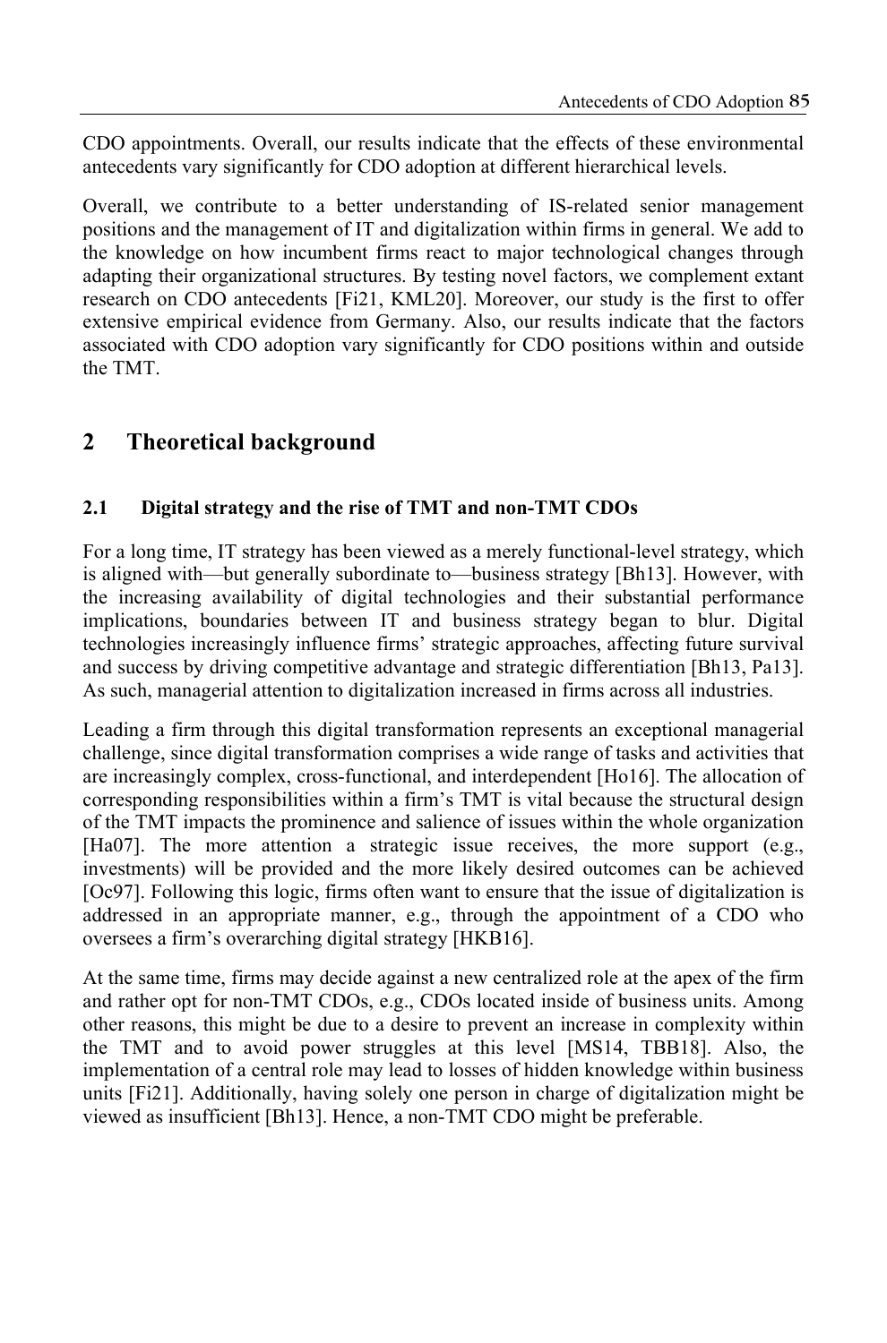CDO appointments. Overall, our results indicate that the effects of these environmental antecedents vary significantly for CDO adoption at different hierarchical levels.

Overall, we contribute to a better understanding of IS-related senior management positions and the management of IT and digitalization within firms in general. We add to the knowledge on how incumbent firms react to major technological changes through adapting their organizational structures. By testing novel factors, we complement extant research on CDO antecedents [Fi21, KML20]. Moreover, our study is the first to offer extensive empirical evidence from Germany. Also, our results indicate that the factors associated with CDO adoption vary significantly for CDO positions within and outside the TMT.

## 2 Theoretical background

### 2.1 Digital strategy and the rise of TMT and non-TMT CDOs

For a long time, IT strategy has been viewed as a merely functional-level strategy, which is aligned with—but generally subordinate to—business strategy [Bh13]. However, with the increasing availability of digital technologies and their substantial performance implications, boundaries between IT and business strategy began to blur. Digital technologies increasingly influence firms' strategic approaches, affecting future survival and success by driving competitive advantage and strategic differentiation [Bh13, Pa13]. As such, managerial attention to digitalization increased in firms across all industries.

Leading a firm through this digital transformation represents an exceptional managerial challenge, since digital transformation comprises a wide range of tasks and activities that are increasingly complex, cross-functional, and interdependent [Ho16]. The allocation of corresponding responsibilities within a firm's TMT is vital because the structural design of the TMT impacts the prominence and salience of issues within the whole organization [Ha07]. The more attention a strategic issue receives, the more support (e.g., investments) will be provided and the more likely desired outcomes can be achieved [Oc97]. Following this logic, firms often want to ensure that the issue of digitalization is addressed in an appropriate manner, e.g., through the appointment of a CDO who oversees a firm's overarching digital strategy [HKB16].

At the same time, firms may decide against a new centralized role at the apex of the firm and rather opt for non-TMT CDOs, e.g., CDOs located inside of business units. Among other reasons, this might be due to a desire to prevent an increase in complexity within the TMT and to avoid power struggles at this level [MS14, TBB18]. Also, the implementation of a central role may lead to losses of hidden knowledge within business units [Fi21]. Additionally, having solely one person in charge of digitalization might be viewed as insufficient [Bh13]. Hence, a non-TMT CDO might be preferable.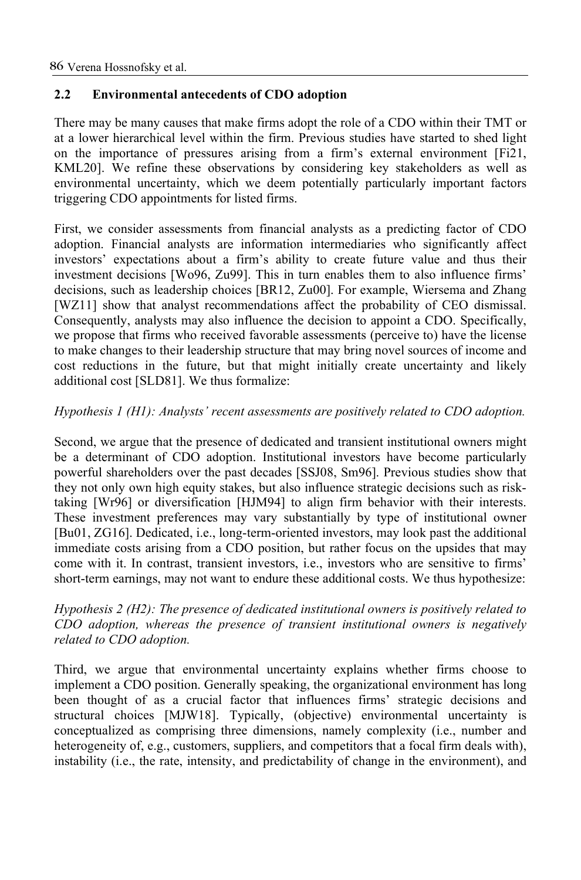### 2.2 Environmental antecedents of CDO adoption

There may be many causes that make firms adopt the role of a CDO within their TMT or at a lower hierarchical level within the firm. Previous studies have started to shed light on the importance of pressures arising from a firm's external environment [Fi21, KML20]. We refine these observations by considering key stakeholders as well as environmental uncertainty, which we deem potentially particularly important factors triggering CDO appointments for listed firms.

First, we consider assessments from financial analysts as a predicting factor of CDO adoption. Financial analysts are information intermediaries who significantly affect investors' expectations about a firm's ability to create future value and thus their investment decisions [Wo96, Zu99]. This in turn enables them to also influence firms' decisions, such as leadership choices [BR12, Zu00]. For example, Wiersema and Zhang [WZ11] show that analyst recommendations affect the probability of CEO dismissal. Consequently, analysts may also influence the decision to appoint a CDO. Specifically, we propose that firms who received favorable assessments (perceive to) have the license to make changes to their leadership structure that may bring novel sources of income and cost reductions in the future, but that might initially create uncertainty and likely additional cost [SLD81]. We thus formalize:

*Hypothesis 1 (H1): Analysts' recent assessments are positively related to CDO adoption.*

Second, we argue that the presence of dedicated and transient institutional owners might be a determinant of CDO adoption. Institutional investors have become particularly powerful shareholders over the past decades [SSJ08, Sm96]. Previous studies show that they not only own high equity stakes, but also influence strategic decisions such as risk-taking [Wr96] or diversification [HJM94] to align firm behavior with their interests. These investment preferences may vary substantially by type of institutional owner [Bu01, ZG16]. Dedicated, i.e., long-term-oriented investors, may look past the additional immediate costs arising from a CDO position, but rather focus on the upsides that may come with it. In contrast, transient investors, i.e., investors who are sensitive to firms' short-term earnings, may not want to endure these additional costs. We thus hypothesize:

*Hypothesis 2 (H2): The presence of dedicated institutional owners is positively related to CDO adoption, whereas the presence of transient institutional owners is negatively related to CDO adoption.*

Third, we argue that environmental uncertainty explains whether firms choose to implement a CDO position. Generally speaking, the organizational environment has long been thought of as a crucial factor that influences firms' strategic decisions and structural choices [MJW18]. Typically, (objective) environmental uncertainty is conceptualized as comprising three dimensions, namely complexity (i.e., number and heterogeneity of, e.g., customers, suppliers, and competitors that a focal firm deals with), instability (i.e., the rate, intensity, and predictability of change in the environment), and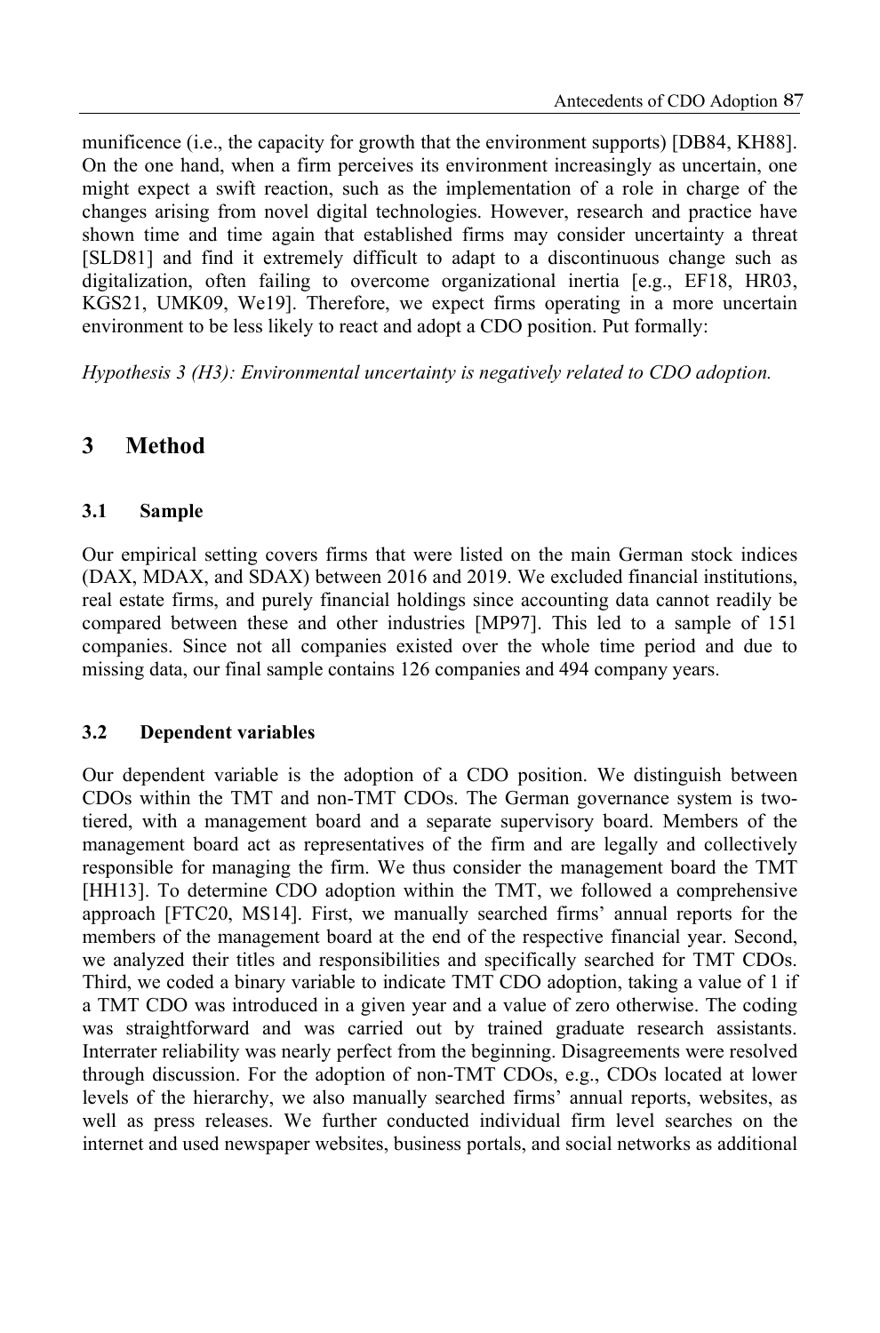munificence (i.e., the capacity for growth that the environment supports) [DB84, KH88]. On the one hand, when a firm perceives its environment increasingly as uncertain, one might expect a swift reaction, such as the implementation of a role in charge of the changes arising from novel digital technologies. However, research and practice have shown time and time again that established firms may consider uncertainty a threat [SLD81] and find it extremely difficult to adapt to a discontinuous change such as digitalization, often failing to overcome organizational inertia [e.g., EF18, HR03, KGS21, UMK09, We19]. Therefore, we expect firms operating in a more uncertain environment to be less likely to react and adopt a CDO position. Put formally:

*Hypothesis 3 (H3): Environmental uncertainty is negatively related to CDO adoption.*

## 3 Method

### 3.1 Sample

Our empirical setting covers firms that were listed on the main German stock indices (DAX, MDAX, and SDAX) between 2016 and 2019. We excluded financial institutions, real estate firms, and purely financial holdings since accounting data cannot readily be compared between these and other industries [MP97]. This led to a sample of 151 companies. Since not all companies existed over the whole time period and due to missing data, our final sample contains 126 companies and 494 company years.

### 3.2 Dependent variables

Our dependent variable is the adoption of a CDO position. We distinguish between CDOs within the TMT and non-TMT CDOs. The German governance system is two-tiered, with a management board and a separate supervisory board. Members of the management board act as representatives of the firm and are legally and collectively responsible for managing the firm. We thus consider the management board the TMT [HH13]. To determine CDO adoption within the TMT, we followed a comprehensive approach [FTC20, MS14]. First, we manually searched firms' annual reports for the members of the management board at the end of the respective financial year. Second, we analyzed their titles and responsibilities and specifically searched for TMT CDOs. Third, we coded a binary variable to indicate TMT CDO adoption, taking a value of 1 if a TMT CDO was introduced in a given year and a value of zero otherwise. The coding was straightforward and was carried out by trained graduate research assistants. Interrater reliability was nearly perfect from the beginning. Disagreements were resolved through discussion. For the adoption of non-TMT CDOs, e.g., CDOs located at lower levels of the hierarchy, we also manually searched firms' annual reports, websites, as well as press releases. We further conducted individual firm level searches on the internet and used newspaper websites, business portals, and social networks as additional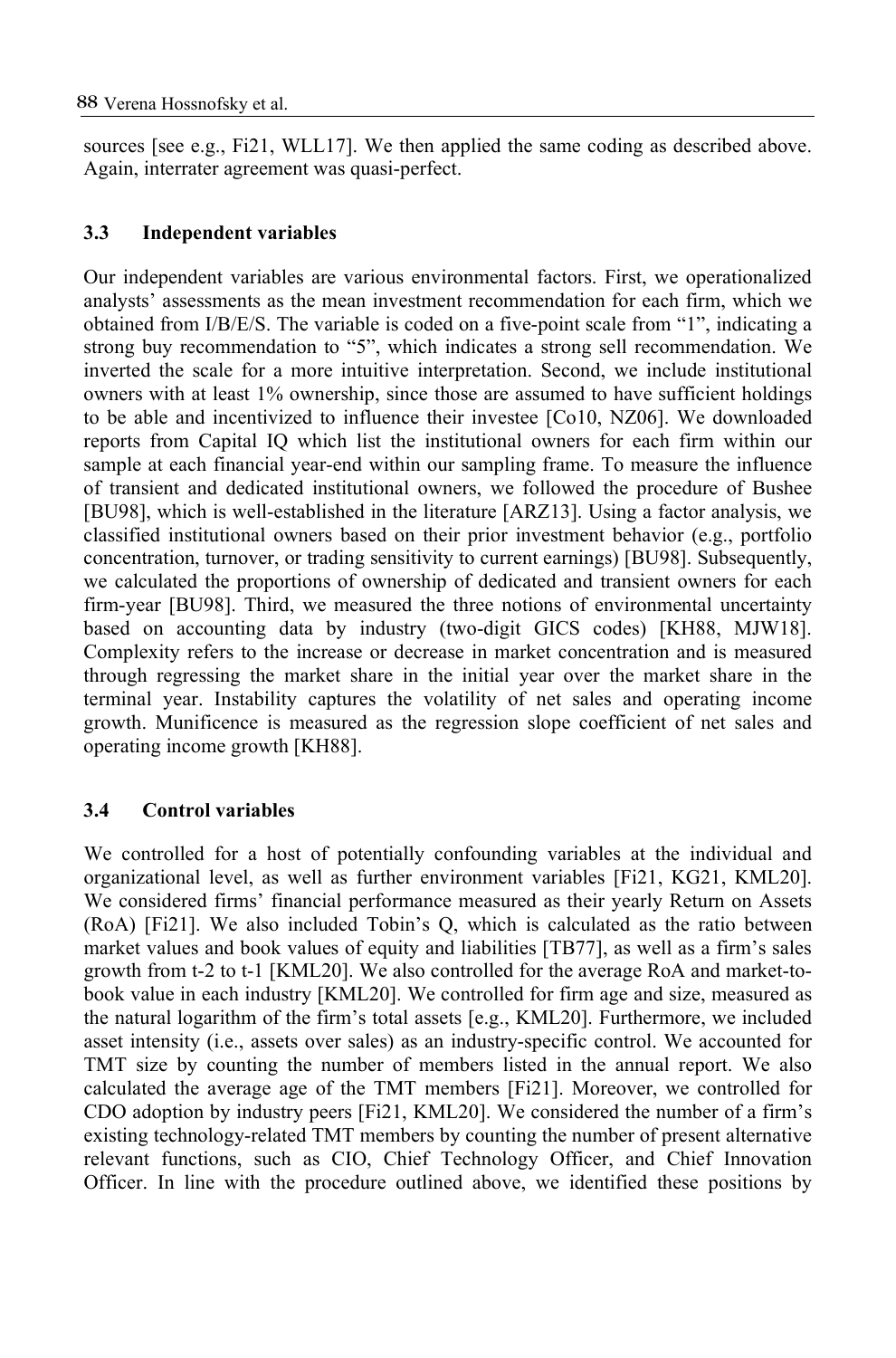sources [see e.g., Fi21, WLL17]. We then applied the same coding as described above. Again, interrater agreement was quasi-perfect.

### 3.3 Independent variables

Our independent variables are various environmental factors. First, we operationalized analysts' assessments as the mean investment recommendation for each firm, which we obtained from I/B/E/S. The variable is coded on a five-point scale from "1", indicating a strong buy recommendation to "5", which indicates a strong sell recommendation. We inverted the scale for a more intuitive interpretation. Second, we include institutional owners with at least 1% ownership, since those are assumed to have sufficient holdings to be able and incentivized to influence their investee [Co10, NZ06]. We downloaded reports from Capital IQ which list the institutional owners for each firm within our sample at each financial year-end within our sampling frame. To measure the influence of transient and dedicated institutional owners, we followed the procedure of Bushee [BU98], which is well-established in the literature [ARZ13]. Using a factor analysis, we classified institutional owners based on their prior investment behavior (e.g., portfolio concentration, turnover, or trading sensitivity to current earnings) [BU98]. Subsequently, we calculated the proportions of ownership of dedicated and transient owners for each firm-year [BU98]. Third, we measured the three notions of environmental uncertainty based on accounting data by industry (two-digit GICS codes) [KH88, MJW18]. Complexity refers to the increase or decrease in market concentration and is measured through regressing the market share in the initial year over the market share in the terminal year. Instability captures the volatility of net sales and operating income growth. Munificence is measured as the regression slope coefficient of net sales and operating income growth [KH88].

### 3.4 Control variables

We controlled for a host of potentially confounding variables at the individual and organizational level, as well as further environment variables [Fi21, KG21, KML20]. We considered firms' financial performance measured as their yearly Return on Assets (RoA) [Fi21]. We also included Tobin's Q, which is calculated as the ratio between market values and book values of equity and liabilities [TB77], as well as a firm's sales growth from t-2 to t-1 [KML20]. We also controlled for the average RoA and market-to-book value in each industry [KML20]. We controlled for firm age and size, measured as the natural logarithm of the firm's total assets [e.g., KML20]. Furthermore, we included asset intensity (i.e., assets over sales) as an industry-specific control. We accounted for TMT size by counting the number of members listed in the annual report. We also calculated the average age of the TMT members [Fi21]. Moreover, we controlled for CDO adoption by industry peers [Fi21, KML20]. We considered the number of a firm's existing technology-related TMT members by counting the number of present alternative relevant functions, such as CIO, Chief Technology Officer, and Chief Innovation Officer. In line with the procedure outlined above, we identified these positions by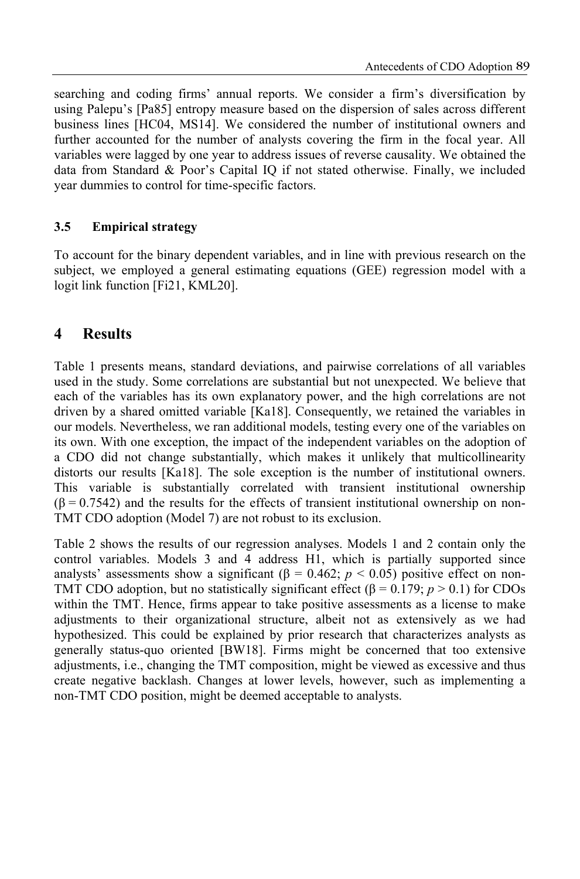searching and coding firms' annual reports. We consider a firm's diversification by using Palepu's [Pa85] entropy measure based on the dispersion of sales across different business lines [HC04, MS14]. We considered the number of institutional owners and further accounted for the number of analysts covering the firm in the focal year. All variables were lagged by one year to address issues of reverse causality. We obtained the data from Standard & Poor's Capital IQ if not stated otherwise. Finally, we included year dummies to control for time-specific factors.

### 3.5 Empirical strategy

To account for the binary dependent variables, and in line with previous research on the subject, we employed a general estimating equations (GEE) regression model with a logit link function [Fi21, KML20].

## 4 Results

Table 1 presents means, standard deviations, and pairwise correlations of all variables used in the study. Some correlations are substantial but not unexpected. We believe that each of the variables has its own explanatory power, and the high correlations are not driven by a shared omitted variable [Ka18]. Consequently, we retained the variables in our models. Nevertheless, we ran additional models, testing every one of the variables on its own. With one exception, the impact of the independent variables on the adoption of a CDO did not change substantially, which makes it unlikely that multicollinearity distorts our results [Ka18]. The sole exception is the number of institutional owners. This variable is substantially correlated with transient institutional ownership ($\beta = 0.7542$) and the results for the effects of transient institutional ownership on non-TMT CDO adoption (Model 7) are not robust to its exclusion.

Table 2 shows the results of our regression analyses. Models 1 and 2 contain only the control variables. Models 3 and 4 address H1, which is partially supported since analysts' assessments show a significant ($\beta = 0.462$; $p < 0.05$) positive effect on non-TMT CDO adoption, but no statistically significant effect ($\beta = 0.179$; $p > 0.1$) for CDOs within the TMT. Hence, firms appear to take positive assessments as a license to make adjustments to their organizational structure, albeit not as extensively as we had hypothesized. This could be explained by prior research that characterizes analysts as generally status-quo oriented [BW18]. Firms might be concerned that too extensive adjustments, i.e., changing the TMT composition, might be viewed as excessive and thus create negative backlash. Changes at lower levels, however, such as implementing a non-TMT CDO position, might be deemed acceptable to analysts.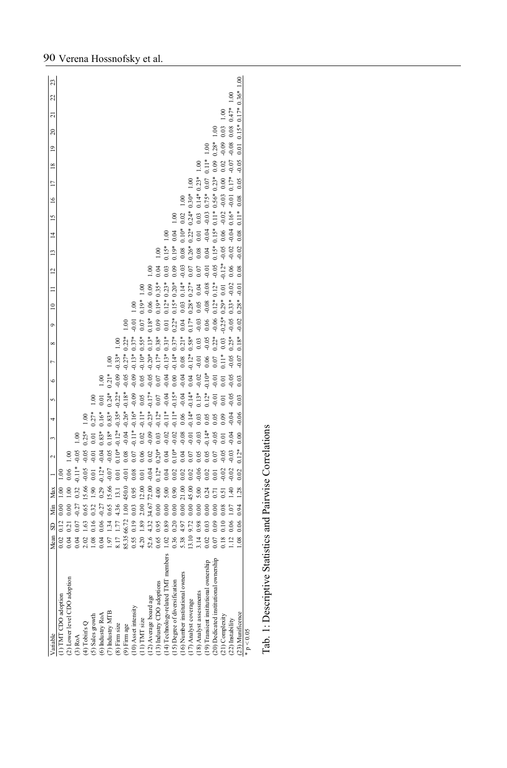| Variable | Mean | SD | Min | Max | 1 | 2 | 3 | 4 | 5 | 6 | 7 | 8 | 9 | 10 | 11 | 12 | 13 | 14 | 15 | 16 | 17 | 18 | 19 | 20 | 21 | 22 | 23 |
|---|---|---|---|---|---|---|---|---|---|---|---|---|---|---|---|---|---|---|---|---|---|---|---|---|---|---|---|
| (1) TMT CDO adoption | 0.02 | 0.12 | 0.00 | 1.00 | 1.00 | | | | | | | | | | | | | | | | | | | | | | |
| (2) Lower level CDO adoption | 0.04 | 0.21 | 0.00 | 1.00 | 0.06 | 1.00 | | | | | | | | | | | | | | | | | | | | | |
| (3) RoA | 0.04 | 0.07 | -0.27 | 0.32 | -0.11* | -0.05 | 1.00 | | | | | | | | | | | | | | | | | | | | |
| (4) Tobin's Q | 2.02 | 1.63 | 0.65 | 15.66 | -0.05 | -0.05 | 0.25* | 1.00 | | | | | | | | | | | | | | | | | | | |
| (5) Sales growth | 1.08 | 0.16 | 0.32 | 1.90 | 0.01 | -0.01 | 0.01 | 0.27* | 1.00 | | | | | | | | | | | | | | | | | | |
| (6) Industry RoA | 0.04 | 0.06 | -0.27 | 0.29 | -0.12* | -0.04 | 0.83* | 0.16* | 0.01 | 1.00 | | | | | | | | | | | | | | | | | |
| (7) Industry MTB | 1.97 | 1.34 | 0.65 | 15.66 | -0.07 | -0.05 | 0.18* | 0.83* | 0.24* | 0.21* | 1.00 | | | | | | | | | | | | | | | | |
| (8) Firm size | 8.17 | 1.77 | 4.36 | 13.1 | 0.01 | 0.10* | -0.12* | -0.35* | -0.22* | -0.09 | -0.33* | 1.00 | | | | | | | | | | | | | | | |
| (9) Firm age | 85.35 | 66.72 | 1.00 | 450.0 | -0.01 | 0.08 | -0.04 | -0.26* | -0.18* | -0.05 | -0.27* | 0.22* | 1.00 | | | | | | | | | | | | | | |
| (10) Asset intensity | 0.55 | 0.19 | 0.03 | 0.95 | 0.08 | 0.07 | -0.11* | -0.16* | -0.09 | -0.09 | -0.13* | 0.37* | -0.01 | 1.00 | | | | | | | | | | | | | |
| (11) TMT size | 4.20 | 1.89 | 2.00 | 12.00 | 0.01 | 0.06 | 0.02 | -0.11* | 0.05 | 0.05 | -0.10* | 0.55* | 0.07 | 0.19* | 1.00 | | | | | | | | | | | | |
| (12) Average board age | 52.6 | 4.32 | 34.67 | 72.00 | -0.04 | 0.02 | -0.09 | -0.23* | -0.17* | -0.05 | -0.20* | 0.13* | 0.18* | 0.06 | 0.09 | 1.00 | | | | | | | | | | | |
| (13) Industry CDO adoptions | 0.65 | 0.95 | 0.00 | 4.00 | 0.12* | 0.20* | 0.03 | -0.12* | 0.07 | 0.07 | -0.17* | 0.38* | 0.09 | 0.19* | 0.35* | 0.04 | 1.00 | | | | | | | | | | |
| (14) Technology-related TMT members | 1.02 | 0.89 | 0.00 | 5.00 | 0.04 | 0.04 | -0.02 | -0.11* | -0.04 | -0.04 | -0.13* | 0.31* | 0.01 | 0.12* | 0.23* | 0.03 | 0.15* | 1.00 | | | | | | | | | |
| (15) Degree of diversification | 0.36 | 0.20 | 0.00 | 0.90 | 0.02 | 0.10* | -0.02 | -0.11* | -0.15* | 0.00 | -0.14* | 0.37* | 0.22* | 0.15* | 0.20* | 0.09 | 0.19* | 0.04 | 1.00 | | | | | | | | |
| (16) Number institutional owners | 5.38 | 4.97 | 0.00 | 21.00 | 0.02 | 0.04 | -0.08 | 0.06 | -0.04 | -0.04 | 0.08 | 0.21* | 0.04 | 0.03 | 0.14* | -0.03 | 0.08 | 0.10* | 0.02 | 1.00 | | | | | | | |
| (17) Analyst coverage | 13.10 | 9.72 | 0.00 | 45.00 | 0.02 | 0.07 | -0.01 | -0.14* | -0.14* | 0.04 | -0.12* | 0.58* | 0.17* | 0.28* | 0.27* | 0.07 | 0.26* | 0.22* | 0.24* | 0.30* | 1.00 | | | | | | |
| (18) Analyst assessments | 3.14 | 0.98 | 0.00 | 5.00 | -0.06 | 0.05 | -0.03 | 0.03 | 0.13* | -0.02 | -0.01 | 0.03 | -0.03 | 0.05 | 0.04 | 0.07 | 0.08 | 0.01 | 0.03 | 0.14* | 0.23* | 1.00 | | | | | |
| (19) Transient institutional ownership | 0.02 | 0.03 | 0.00 | 0.24 | 0.02 | 0.05 | -0.14* | 0.05 | 0.12* | -0.10* | 0.06 | -0.05 | 0.06 | -0.08 | -0.08 | -0.01 | 0.04 | -0.04 | -0.03 | 0.75* | 0.07 | 0.11* | 1.00 | | | | |
| (20) Dedicated institutional ownership | 0.07 | 0.09 | 0.00 | 0.71 | 0.01 | 0.07 | -0.05 | 0.05 | -0.01 | -0.01 | 0.07 | 0.22* | -0.06 | 0.12* | 0.12* | -0.05 | 0.15* | 0.15* | 0.11* | 0.56* | 0.23* | 0.09 | 0.28* | 1.00 | | | |
| (21) Complexity | 0.18 | 0.10 | 0.08 | 0.51 | -0.02 | -0.05 | 0.01 | 0.09 | 0.01 | 0.01 | 0.11* | 0.03 | -0.25* | 0.29* | 0.01 | -0.12* | -0.05 | 0.06 | -0.02 | -0.03 | 0.00 | 0.02 | -0.09 | 0.03 | 1.00 | | |
| (22) Instability | 1.12 | 0.06 | 1.07 | 1.40 | -0.02 | -0.03 | -0.04 | -0.04 | -0.05 | -0.05 | -0.05 | 0.25* | -0.05 | 0.33* | -0.02 | 0.06 | -0.02 | -0.04 | 0.16* | -0.01 | 0.17* | -0.07 | -0.08 | 0.08 | 0.47* | 1.00 | |
| (23) Munificence | 1.08 | 0.06 | 0.94 | 1.28 | 0.02 | 0.12* | 0.00 | -0.06 | 0.03 | 0.03 | -0.07 | 0.18* | -0.02 | 0.28* | -0.01 | 0.08 | -0.02 | 0.08 | 0.11* | 0.08 | 0.05 | -0.05 | 0.01 | 0.15* | 0.17* | 0.36* | 1.00 |

\* $p < 0.05$

Tab. 1: Descriptive Statistics and Pairwise Correlations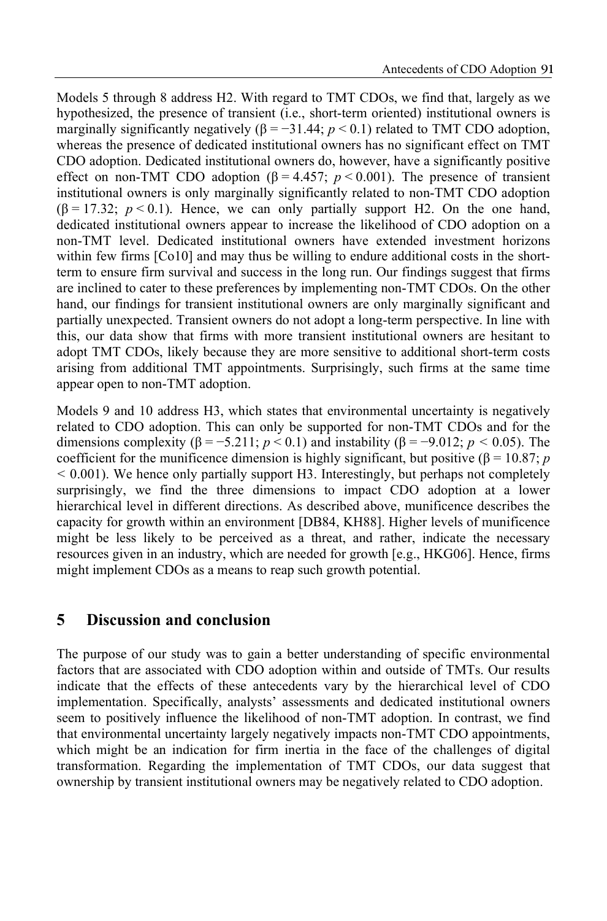Models 5 through 8 address H2. With regard to TMT CDOs, we find that, largely as we hypothesized, the presence of transient (i.e., short-term oriented) institutional owners is marginally significantly negatively ($\beta = -31.44$; $p < 0.1$) related to TMT CDO adoption, whereas the presence of dedicated institutional owners has no significant effect on TMT CDO adoption. Dedicated institutional owners do, however, have a significantly positive effect on non-TMT CDO adoption ($\beta = 4.457$; $p < 0.001$). The presence of transient institutional owners is only marginally significantly related to non-TMT CDO adoption ($\beta = 17.32$; $p < 0.1$). Hence, we can only partially support H2. On the one hand, dedicated institutional owners appear to increase the likelihood of CDO adoption on a non-TMT level. Dedicated institutional owners have extended investment horizons within few firms [Co10] and may thus be willing to endure additional costs in the short-term to ensure firm survival and success in the long run. Our findings suggest that firms are inclined to cater to these preferences by implementing non-TMT CDOs. On the other hand, our findings for transient institutional owners are only marginally significant and partially unexpected. Transient owners do not adopt a long-term perspective. In line with this, our data show that firms with more transient institutional owners are hesitant to adopt TMT CDOs, likely because they are more sensitive to additional short-term costs arising from additional TMT appointments. Surprisingly, such firms at the same time appear open to non-TMT adoption.

Models 9 and 10 address H3, which states that environmental uncertainty is negatively related to CDO adoption. This can only be supported for non-TMT CDOs and for the dimensions complexity ($\beta = -5.211$; $p < 0.1$) and instability ($\beta = -9.012$; $p < 0.05$). The coefficient for the munificence dimension is highly significant, but positive ($\beta = 10.87$; $p < 0.001$). We hence only partially support H3. Interestingly, but perhaps not completely surprisingly, we find the three dimensions to impact CDO adoption at a lower hierarchical level in different directions. As described above, munificence describes the capacity for growth within an environment [DB84, KH88]. Higher levels of munificence might be less likely to be perceived as a threat, and rather, indicate the necessary resources given in an industry, which are needed for growth [e.g., HKG06]. Hence, firms might implement CDOs as a means to reap such growth potential.

## 5 Discussion and conclusion

The purpose of our study was to gain a better understanding of specific environmental factors that are associated with CDO adoption within and outside of TMTs. Our results indicate that the effects of these antecedents vary by the hierarchical level of CDO implementation. Specifically, analysts' assessments and dedicated institutional owners seem to positively influence the likelihood of non-TMT adoption. In contrast, we find that environmental uncertainty largely negatively impacts non-TMT CDO appointments, which might be an indication for firm inertia in the face of the challenges of digital transformation. Regarding the implementation of TMT CDOs, our data suggest that ownership by transient institutional owners may be negatively related to CDO adoption.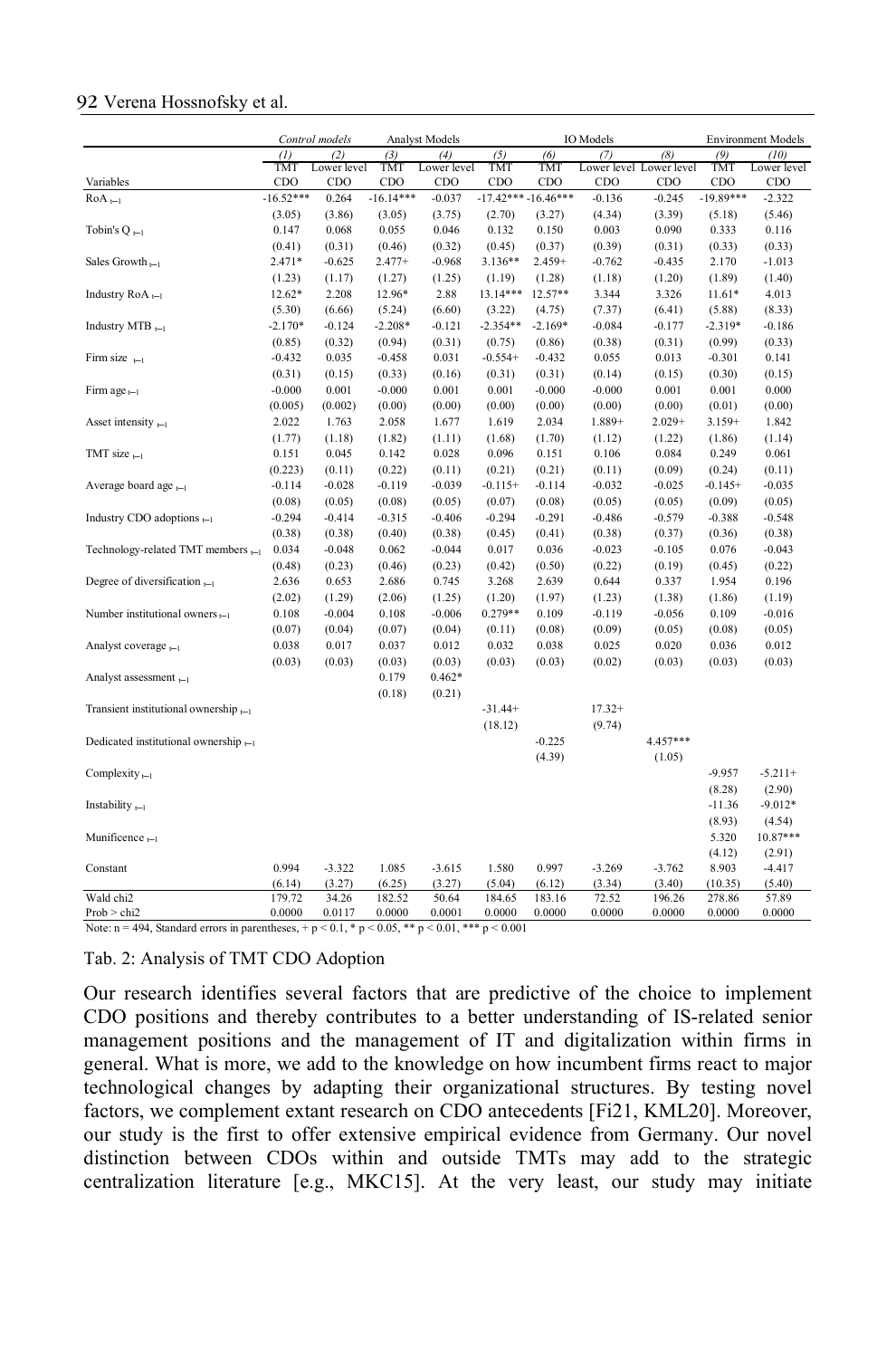| | Control models | | Analyst Models | | IO Models | | | | Environment Models | |
|---|---|---|---|---|---|---|---|---|---|---|
| | (1) | (2) | (3) | (4) | (5) | (6) | (7) | (8) | (9) | (10) |
| Variables | TMT CDO | Lower level CDO | TMT CDO | Lower level CDO | TMT CDO | TMT CDO | Lower level CDO | Lower level CDO | TMT CDO | Lower level CDO |
| RoA $_{t-1}$ | -16.52*** | 0.264 | -16.14*** | -0.037 | -17.42*** | -16.46*** | -0.136 | -0.245 | -19.89*** | -2.322 |
| | (3.05) | (3.86) | (3.05) | (3.75) | (2.70) | (3.27) | (4.34) | (3.39) | (5.18) | (5.46) |
| Tobin's Q $_{t-1}$ | 0.147 | 0.068 | 0.055 | 0.046 | 0.132 | 0.150 | 0.003 | 0.090 | 0.333 | 0.116 |
| | (0.41) | (0.31) | (0.46) | (0.32) | (0.45) | (0.37) | (0.39) | (0.31) | (0.33) | (0.33) |
| Sales Growth $_{t-1}$ | 2.471* | -0.625 | 2.477+ | -0.968 | 3.136** | 2.459+ | -0.762 | -0.435 | 2.170 | -1.013 |
| | (1.23) | (1.17) | (1.27) | (1.25) | (1.19) | (1.28) | (1.18) | (1.20) | (1.89) | (1.40) |
| Industry RoA $_{t-1}$ | 12.62* | 2.208 | 12.96* | 2.88 | 13.14*** | 12.57** | 3.344 | 3.326 | 11.61* | 4.013 |
| | (5.30) | (6.66) | (5.24) | (6.60) | (3.22) | (4.75) | (7.37) | (6.41) | (5.88) | (8.33) |
| Industry MTB $_{t-1}$ | -2.170* | -0.124 | -2.208* | -0.121 | -2.354** | -2.169* | -0.084 | -0.177 | -2.319* | -0.186 |
| | (0.85) | (0.32) | (0.94) | (0.31) | (0.75) | (0.86) | (0.38) | (0.31) | (0.99) | (0.33) |
| Firm size $_{t-1}$ | -0.432 | 0.035 | -0.458 | 0.031 | -0.554+ | -0.432 | 0.055 | 0.013 | -0.301 | 0.141 |
| | (0.31) | (0.15) | (0.33) | (0.16) | (0.31) | (0.31) | (0.14) | (0.15) | (0.30) | (0.15) |
| Firm age $_{t-1}$ | -0.000 | 0.001 | -0.000 | 0.001 | 0.001 | -0.000 | -0.000 | 0.001 | 0.001 | 0.000 |
| | (0.005) | (0.002) | (0.00) | (0.00) | (0.00) | (0.00) | (0.00) | (0.00) | (0.01) | (0.00) |
| Asset intensity $_{t-1}$ | 2.022 | 1.763 | 2.058 | 1.677 | 1.619 | 2.034 | 1.889+ | 2.029+ | 3.159+ | 1.842 |
| | (1.77) | (1.18) | (1.82) | (1.11) | (1.68) | (1.70) | (1.12) | (1.22) | (1.86) | (1.14) |
| TMT size $_{t-1}$ | 0.151 | 0.045 | 0.142 | 0.028 | 0.096 | 0.151 | 0.106 | 0.084 | 0.249 | 0.061 |
| | (0.223) | (0.11) | (0.22) | (0.11) | (0.21) | (0.21) | (0.11) | (0.09) | (0.24) | (0.11) |
| Average board age $_{t-1}$ | -0.114 | -0.028 | -0.119 | -0.039 | -0.115+ | -0.114 | -0.032 | -0.025 | -0.145+ | -0.035 |
| | (0.08) | (0.05) | (0.08) | (0.05) | (0.07) | (0.08) | (0.05) | (0.05) | (0.09) | (0.05) |
| Industry CDO adoptions $_{t-1}$ | -0.294 | -0.414 | -0.315 | -0.406 | -0.294 | -0.291 | -0.486 | -0.579 | -0.388 | -0.548 |
| | (0.38) | (0.38) | (0.40) | (0.38) | (0.45) | (0.41) | (0.38) | (0.37) | (0.36) | (0.38) |
| Technology-related TMT members $_{t-1}$ | 0.034 | -0.048 | 0.062 | -0.044 | 0.017 | 0.036 | -0.023 | -0.105 | 0.076 | -0.043 |
| | (0.48) | (0.23) | (0.46) | (0.23) | (0.42) | (0.50) | (0.22) | (0.19) | (0.45) | (0.22) |
| Degree of diversification $_{t-1}$ | 2.636 | 0.653 | 2.686 | 0.745 | 3.268 | 2.639 | 0.644 | 0.337 | 1.954 | 0.196 |
| | (2.02) | (1.29) | (2.06) | (1.25) | (1.20) | (1.97) | (1.23) | (1.38) | (1.86) | (1.19) |
| Number institutional owners $_{t-1}$ | 0.108 | -0.004 | 0.108 | -0.006 | 0.279** | 0.109 | -0.119 | -0.056 | 0.109 | -0.016 |
| | (0.07) | (0.04) | (0.07) | (0.04) | (0.11) | (0.08) | (0.09) | (0.05) | (0.08) | (0.05) |
| Analyst coverage $_{t-1}$ | 0.038 | 0.017 | 0.037 | 0.012 | 0.032 | 0.038 | 0.025 | 0.020 | 0.036 | 0.012 |
| | (0.03) | (0.03) | (0.03) | (0.03) | (0.03) | (0.03) | (0.02) | (0.03) | (0.03) | (0.03) |
| Analyst assessment $_{t-1}$ | | | 0.179 | 0.462* | | | | | | |
| | | | (0.18) | (0.21) | | | | | | |
| Transient institutional ownership $_{t-1}$ | | | | | -31.44+ | | 17.32+ | | | |
| | | | | | (18.12) | | (9.74) | | | |
| Dedicated institutional ownership $_{t-1}$ | | | | | | -0.225 | | 4.457*** | | |
| | | | | | | (4.39) | | (1.05) | | |
| Complexity $_{t-1}$ | | | | | | | | | -9.957 | -5.211+ |
| | | | | | | | | | (8.28) | (2.90) |
| Instability $_{t-1}$ | | | | | | | | | -11.36 | -9.012* |
| | | | | | | | | | (8.93) | (4.54) |
| Munificence $_{t-1}$ | | | | | | | | | 5.320 | 10.87*** |
| | | | | | | | | | (4.12) | (2.91) |
| Constant | 0.994 | -3.322 | 1.085 | -3.615 | 1.580 | 0.997 | -3.269 | -3.762 | 8.903 | -4.417 |
| | (6.14) | (3.27) | (6.25) | (3.27) | (5.04) | (6.12) | (3.34) | (3.40) | (10.35) | (5.40) |
| Wald chi2 | 179.72 | 34.26 | 182.52 | 50.64 | 184.65 | 183.16 | 72.52 | 196.26 | 278.86 | 57.89 |
| Prob > chi2 | 0.0000 | 0.0117 | 0.0000 | 0.0001 | 0.0000 | 0.0000 | 0.0000 | 0.0000 | 0.0000 | 0.0000 |

Note: n = 494, Standard errors in parentheses, + p < 0.1, * p < 0.05, ** p < 0.01, *** p < 0.001

Tab. 2: Analysis of TMT CDO Adoption

Our research identifies several factors that are predictive of the choice to implement CDO positions and thereby contributes to a better understanding of IS-related senior management positions and the management of IT and digitalization within firms in general. What is more, we add to the knowledge on how incumbent firms react to major technological changes by adapting their organizational structures. By testing novel factors, we complement extant research on CDO antecedents [Fi21, KML20]. Moreover, our study is the first to offer extensive empirical evidence from Germany. Our novel distinction between CDOs within and outside TMTs may add to the strategic centralization literature [e.g., MKC15]. At the very least, our study may initiate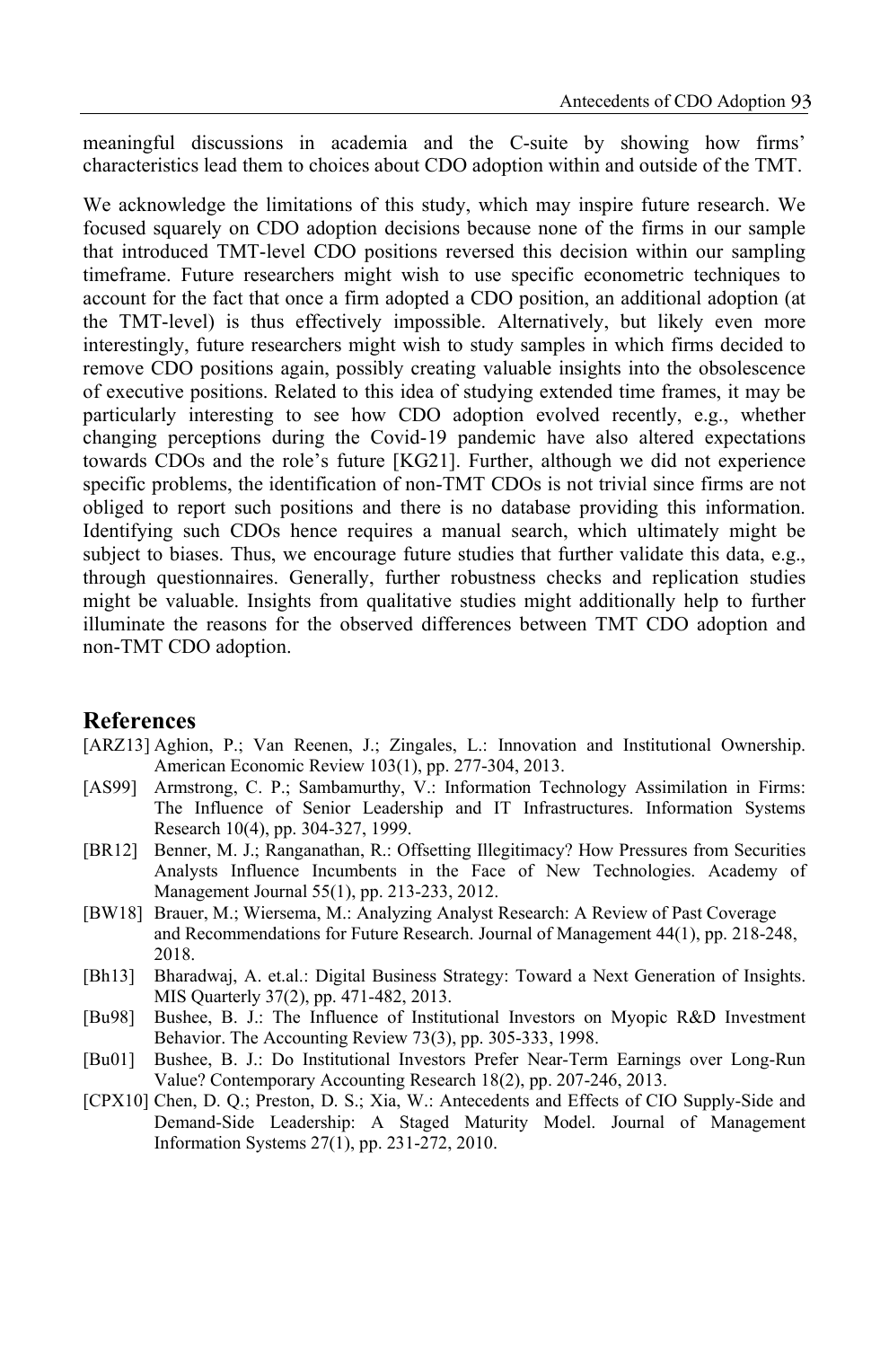meaningful discussions in academia and the C-suite by showing how firms' characteristics lead them to choices about CDO adoption within and outside of the TMT.

We acknowledge the limitations of this study, which may inspire future research. We focused squarely on CDO adoption decisions because none of the firms in our sample that introduced TMT-level CDO positions reversed this decision within our sampling timeframe. Future researchers might wish to use specific econometric techniques to account for the fact that once a firm adopted a CDO position, an additional adoption (at the TMT-level) is thus effectively impossible. Alternatively, but likely even more interestingly, future researchers might wish to study samples in which firms decided to remove CDO positions again, possibly creating valuable insights into the obsolescence of executive positions. Related to this idea of studying extended time frames, it may be particularly interesting to see how CDO adoption evolved recently, e.g., whether changing perceptions during the Covid-19 pandemic have also altered expectations towards CDOs and the role's future [KG21]. Further, although we did not experience specific problems, the identification of non-TMT CDOs is not trivial since firms are not obliged to report such positions and there is no database providing this information. Identifying such CDOs hence requires a manual search, which ultimately might be subject to biases. Thus, we encourage future studies that further validate this data, e.g., through questionnaires. Generally, further robustness checks and replication studies might be valuable. Insights from qualitative studies might additionally help to further illuminate the reasons for the observed differences between TMT CDO adoption and non-TMT CDO adoption.

## References

- [ARZ13] Aghion, P.; Van Reenen, J.; Zingales, L.: Innovation and Institutional Ownership. American Economic Review 103(1), pp. 277-304, 2013.
- [AS99] Armstrong, C. P.; Sambamurthy, V.: Information Technology Assimilation in Firms: The Influence of Senior Leadership and IT Infrastructures. Information Systems Research 10(4), pp. 304-327, 1999.
- [BR12] Benner, M. J.; Ranganathan, R.: Offsetting Illegitimacy? How Pressures from Securities Analysts Influence Incumbents in the Face of New Technologies. Academy of Management Journal 55(1), pp. 213-233, 2012.
- [BW18] Brauer, M.; Wiersema, M.: Analyzing Analyst Research: A Review of Past Coverage and Recommendations for Future Research. Journal of Management 44(1), pp. 218-248, 2018.
- [Bh13] Bharadwaj, A. et.al.: Digital Business Strategy: Toward a Next Generation of Insights. MIS Quarterly 37(2), pp. 471-482, 2013.
- [Bu98] Bushee, B. J.: The Influence of Institutional Investors on Myopic R&D Investment Behavior. The Accounting Review 73(3), pp. 305-333, 1998.
- [Bu01] Bushee, B. J.: Do Institutional Investors Prefer Near-Term Earnings over Long-Run Value? Contemporary Accounting Research 18(2), pp. 207-246, 2013.
- [CPX10] Chen, D. Q.; Preston, D. S.; Xia, W.: Antecedents and Effects of CIO Supply-Side and Demand-Side Leadership: A Staged Maturity Model. Journal of Management Information Systems 27(1), pp. 231-272, 2010.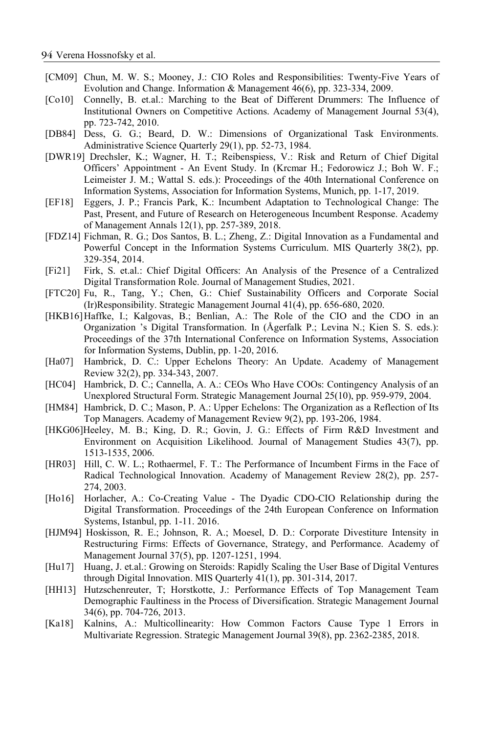[CM09] Chun, M. W. S.; Mooney, J.: CIO Roles and Responsibilities: Twenty-Five Years of Evolution and Change. Information & Management 46(6), pp. 323-334, 2009.

[Co10] Connelly, B. et.al.: Marching to the Beat of Different Drummers: The Influence of Institutional Owners on Competitive Actions. Academy of Management Journal 53(4), pp. 723-742, 2010.

[DB84] Dess, G. G.; Beard, D. W.: Dimensions of Organizational Task Environments. Administrative Science Quarterly 29(1), pp. 52-73, 1984.

[DWR19] Drechsler, K.; Wagner, H. T.; Reibenspiess, V.: Risk and Return of Chief Digital Officers' Appointment - An Event Study. In (Krcmar H.; Fedorowicz J.; Boh W. F.; Leimeister J. M.; Wattal S. eds.): Proceedings of the 40th International Conference on Information Systems, Association for Information Systems, Munich, pp. 1-17, 2019.

[EF18] Eggers, J. P.; Francis Park, K.: Incumbent Adaptation to Technological Change: The Past, Present, and Future of Research on Heterogeneous Incumbent Response. Academy of Management Annals 12(1), pp. 257-389, 2018.

[FDZ14] Fichman, R. G.; Dos Santos, B. L.; Zheng, Z.: Digital Innovation as a Fundamental and Powerful Concept in the Information Systems Curriculum. MIS Quarterly 38(2), pp. 329-354, 2014.

[Fi21] Firk, S. et.al.: Chief Digital Officers: An Analysis of the Presence of a Centralized Digital Transformation Role. Journal of Management Studies, 2021.

[FTC20] Fu, R., Tang, Y.; Chen, G.: Chief Sustainability Officers and Corporate Social (Ir)Responsibility. Strategic Management Journal 41(4), pp. 656-680, 2020.

[HKB16] Haffke, I.; Kalgovas, B.; Benlian, A.: The Role of the CIO and the CDO in an Organization 's Digital Transformation. In (Ågerfalk P.; Levina N.; Kien S. S. eds.): Proceedings of the 37th International Conference on Information Systems, Association for Information Systems, Dublin, pp. 1-20, 2016.

[Ha07] Hambrick, D. C.: Upper Echelons Theory: An Update. Academy of Management Review 32(2), pp. 334-343, 2007.

[HC04] Hambrick, D. C.; Cannella, A. A.: CEOs Who Have COOs: Contingency Analysis of an Unexplored Structural Form. Strategic Management Journal 25(10), pp. 959-979, 2004.

[HM84] Hambrick, D. C.; Mason, P. A.: Upper Echelons: The Organization as a Reflection of Its Top Managers. Academy of Management Review 9(2), pp. 193-206, 1984.

[HKG06] Heeley, M. B.; King, D. R.; Govin, J. G.: Effects of Firm R&D Investment and Environment on Acquisition Likelihood. Journal of Management Studies 43(7), pp. 1513-1535, 2006.

[HR03] Hill, C. W. L.; Rothaermel, F. T.: The Performance of Incumbent Firms in the Face of Radical Technological Innovation. Academy of Management Review 28(2), pp. 257-274, 2003.

[Ho16] Horlacher, A.: Co-Creating Value - The Dyadic CDO-CIO Relationship during the Digital Transformation. Proceedings of the 24th European Conference on Information Systems, Istanbul, pp. 1-11. 2016.

[HJM94] Hoskisson, R. E.; Johnson, R. A.; Moesel, D. D.: Corporate Divestiture Intensity in Restructuring Firms: Effects of Governance, Strategy, and Performance. Academy of Management Journal 37(5), pp. 1207-1251, 1994.

[Hu17] Huang, J. et.al.: Growing on Steroids: Rapidly Scaling the User Base of Digital Ventures through Digital Innovation. MIS Quarterly 41(1), pp. 301-314, 2017.

[HH13] Hutzschenreuter, T; Horstkotte, J.: Performance Effects of Top Management Team Demographic Faultiness in the Process of Diversification. Strategic Management Journal 34(6), pp. 704-726, 2013.

[Ka18] Kalnins, A.: Multicollinearity: How Common Factors Cause Type 1 Errors in Multivariate Regression. Strategic Management Journal 39(8), pp. 2362-2385, 2018.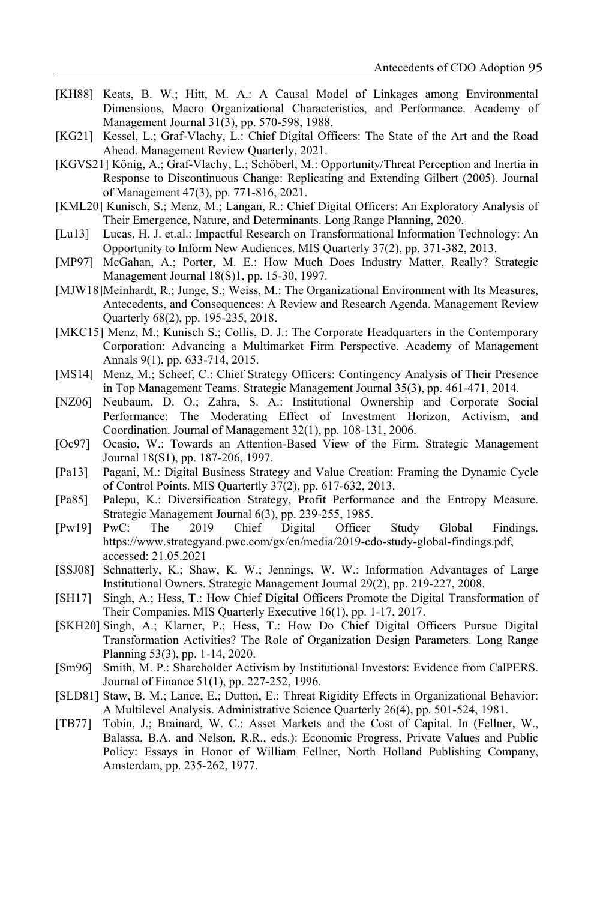[KH88] Keats, B. W.; Hitt, M. A.: A Causal Model of Linkages among Environmental Dimensions, Macro Organizational Characteristics, and Performance. Academy of Management Journal 31(3), pp. 570-598, 1988.

[KG21] Kessel, L.; Graf-Vlachy, L.: Chief Digital Officers: The State of the Art and the Road Ahead. Management Review Quarterly, 2021.

[KGVS21] König, A.; Graf-Vlachy, L.; Schöberl, M.: Opportunity/Threat Perception and Inertia in Response to Discontinuous Change: Replicating and Extending Gilbert (2005). Journal of Management 47(3), pp. 771-816, 2021.

[KML20] Kunisch, S.; Menz, M.; Langan, R.: Chief Digital Officers: An Exploratory Analysis of Their Emergence, Nature, and Determinants. Long Range Planning, 2020.

[Lu13] Lucas, H. J. et.al.: Impactful Research on Transformational Information Technology: An Opportunity to Inform New Audiences. MIS Quarterly 37(2), pp. 371-382, 2013.

[MP97] McGahan, A.; Porter, M. E.: How Much Does Industry Matter, Really? Strategic Management Journal 18(S)1, pp. 15-30, 1997.

[MJW18] Meinhardt, R.; Junge, S.; Weiss, M.: The Organizational Environment with Its Measures, Antecedents, and Consequences: A Review and Research Agenda. Management Review Quarterly 68(2), pp. 195-235, 2018.

[MKC15] Menz, M.; Kunisch S.; Collis, D. J.: The Corporate Headquarters in the Contemporary Corporation: Advancing a Multimarket Firm Perspective. Academy of Management Annals 9(1), pp. 633-714, 2015.

[MS14] Menz, M.; Scheef, C.: Chief Strategy Officers: Contingency Analysis of Their Presence in Top Management Teams. Strategic Management Journal 35(3), pp. 461-471, 2014.

[NZ06] Neubaum, D. O.; Zahra, S. A.: Institutional Ownership and Corporate Social Performance: The Moderating Effect of Investment Horizon, Activism, and Coordination. Journal of Management 32(1), pp. 108-131, 2006.

[Oc97] Ocasio, W.: Towards an Attention-Based View of the Firm. Strategic Management Journal 18(S1), pp. 187-206, 1997.

[Pa13] Pagani, M.: Digital Business Strategy and Value Creation: Framing the Dynamic Cycle of Control Points. MIS Quartertly 37(2), pp. 617-632, 2013.

[Pa85] Palepu, K.: Diversification Strategy, Profit Performance and the Entropy Measure. Strategic Management Journal 6(3), pp. 239-255, 1985.

[Pw19] PwC: The 2019 Chief Digital Officer Study Global Findings. https://www.strategyand.pwc.com/gx/en/media/2019-cdo-study-global-findings.pdf, accessed: 21.05.2021

[SSJ08] Schnatterly, K.; Shaw, K. W.; Jennings, W. W.: Information Advantages of Large Institutional Owners. Strategic Management Journal 29(2), pp. 219-227, 2008.

[SH17] Singh, A.; Hess, T.: How Chief Digital Officers Promote the Digital Transformation of Their Companies. MIS Quarterly Executive 16(1), pp. 1-17, 2017.

[SKH20] Singh, A.; Klarner, P.; Hess, T.: How Do Chief Digital Officers Pursue Digital Transformation Activities? The Role of Organization Design Parameters. Long Range Planning 53(3), pp. 1-14, 2020.

[Sm96] Smith, M. P.: Shareholder Activism by Institutional Investors: Evidence from CalPERS. Journal of Finance 51(1), pp. 227-252, 1996.

[SLD81] Staw, B. M.; Lance, E.; Dutton, E.: Threat Rigidity Effects in Organizational Behavior: A Multilevel Analysis. Administrative Science Quarterly 26(4), pp. 501-524, 1981.

[TB77] Tobin, J.; Brainard, W. C.: Asset Markets and the Cost of Capital. In (Fellner, W., Balassa, B.A. and Nelson, R.R., eds.): Economic Progress, Private Values and Public Policy: Essays in Honor of William Fellner, North Holland Publishing Company, Amsterdam, pp. 235-262, 1977.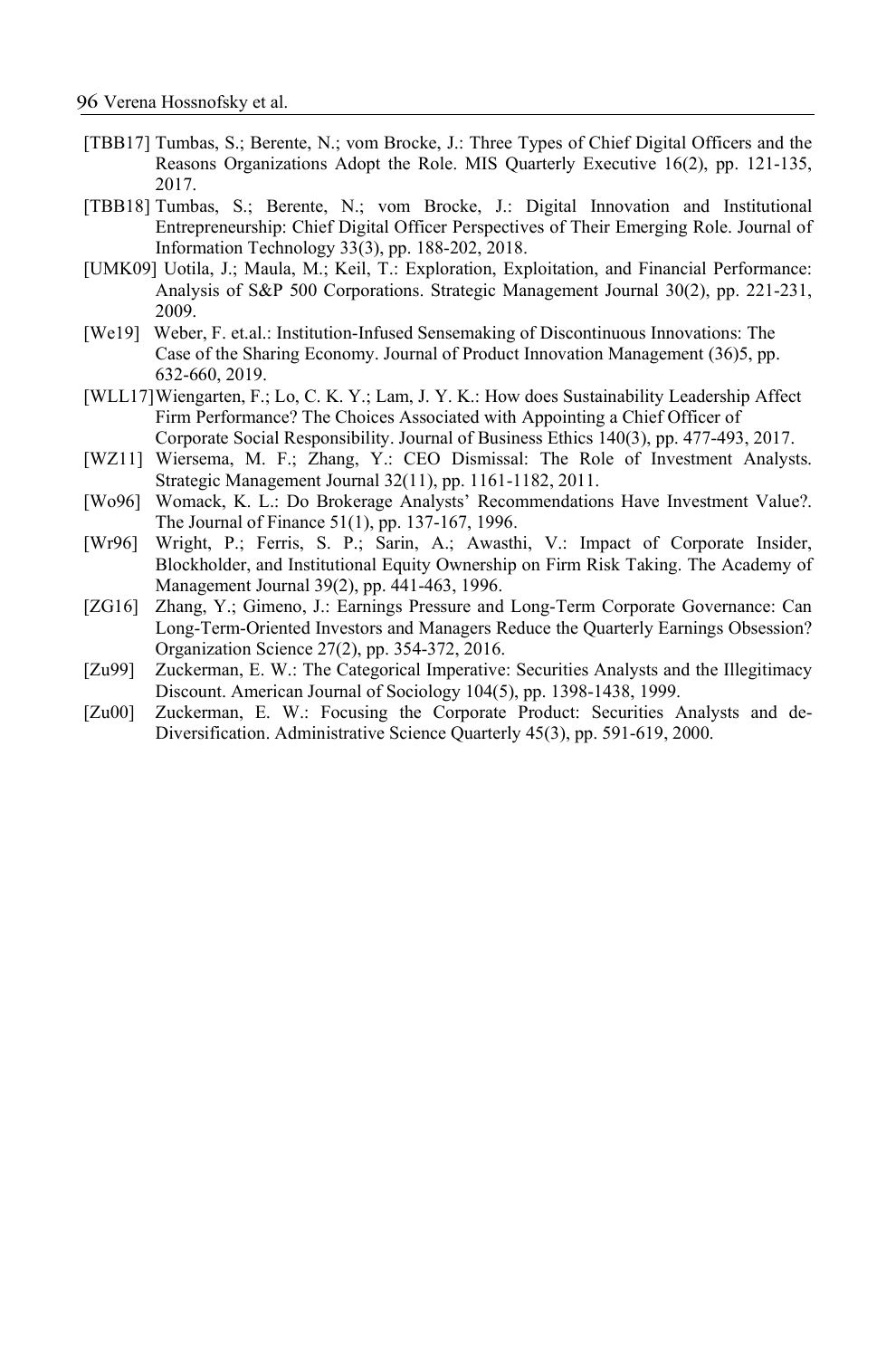[TBB17] Tumbas, S.; Berente, N.; vom Brocke, J.: Three Types of Chief Digital Officers and the Reasons Organizations Adopt the Role. MIS Quarterly Executive 16(2), pp. 121-135, 2017.

[TBB18] Tumbas, S.; Berente, N.; vom Brocke, J.: Digital Innovation and Institutional Entrepreneurship: Chief Digital Officer Perspectives of Their Emerging Role. Journal of Information Technology 33(3), pp. 188-202, 2018.

[UMK09] Uotila, J.; Maula, M.; Keil, T.: Exploration, Exploitation, and Financial Performance: Analysis of S&P 500 Corporations. Strategic Management Journal 30(2), pp. 221-231, 2009.

[We19] Weber, F. et.al.: Institution-Infused Sensemaking of Discontinuous Innovations: The Case of the Sharing Economy. Journal of Product Innovation Management (36)5, pp. 632-660, 2019.

[WLL17] Wiengarten, F.; Lo, C. K. Y.; Lam, J. Y. K.: How does Sustainability Leadership Affect Firm Performance? The Choices Associated with Appointing a Chief Officer of Corporate Social Responsibility. Journal of Business Ethics 140(3), pp. 477-493, 2017.

[WZ11] Wiersema, M. F.; Zhang, Y.: CEO Dismissal: The Role of Investment Analysts. Strategic Management Journal 32(11), pp. 1161-1182, 2011.

[Wo96] Womack, K. L.: Do Brokerage Analysts' Recommendations Have Investment Value?. The Journal of Finance 51(1), pp. 137-167, 1996.

[Wr96] Wright, P.; Ferris, S. P.; Sarin, A.; Awasthi, V.: Impact of Corporate Insider, Blockholder, and Institutional Equity Ownership on Firm Risk Taking. The Academy of Management Journal 39(2), pp. 441-463, 1996.

[ZG16] Zhang, Y.; Gimeno, J.: Earnings Pressure and Long-Term Corporate Governance: Can Long-Term-Oriented Investors and Managers Reduce the Quarterly Earnings Obsession? Organization Science 27(2), pp. 354-372, 2016.

[Zu99] Zuckerman, E. W.: The Categorical Imperative: Securities Analysts and the Illegitimacy Discount. American Journal of Sociology 104(5), pp. 1398-1438, 1999.

[Zu00] Zuckerman, E. W.: Focusing the Corporate Product: Securities Analysts and de-Diversification. Administrative Science Quarterly 45(3), pp. 591-619, 2000.